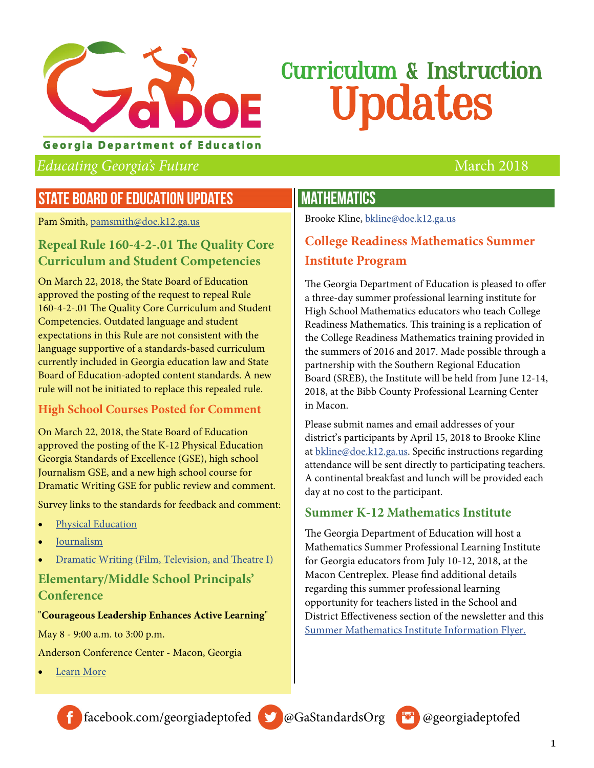Georgia Department of Education

# Curriculum & Instruction Updates

*Educating Georgia's Future* March 2018

## STATE BOARD OF EDUCATION UPDATES

Pam Smith, pamsmith@doe.k12.ga.us

### Repeal Rule 160-4-2-.01 The Quality Core Curriculum and Student Competencies

On March 22, 2018, the State Board of Education approved the posting of the request to repeal Rule 160-4-2-.01 The Quality Core Curriculum and Student Competencies. Outdated language and student expectations in this Rule are not consistent with the language supportive of a standards-based curriculum currently included in Georgia education law and State Board of Education-adopted content standards. A new rule will not be initiated to replace this repealed rule.

### High School Courses Posted for Comment

On March 22, 2018, the State Board of Education approved the posting of the K-12 Physical Education Georgia Standards of Excellence (GSE), high school Journalism GSE, and a new high school course for Dramatic Writing GSE for public review and comment.

Survey links to the standards for feedback and comment:

- Physical Education
- Journalism
- Dramatic Writing (Film, Television, and Theatre I)

### Elementary/Middle School Principals' Conference

"**Courageous Leadership Enhances Active Learning**"

May 8 - 9:00 a.m. to 3:00 p.m.

Anderson Conference Center - Macon, Georgia

- Learn More

## MATHEMATICS

Brooke Kline, bkline@doe.k12.ga.us

### College Readiness Mathematics Summer Institute Program

The Georgia Department of Education is pleased to offer a three-day summer professional learning institute for High School Mathematics educators who teach College Readiness Mathematics. This training is a replication of the College Readiness Mathematics training provided in the summers of 2016 and 2017. Made possible through a partnership with the Southern Regional Education Board (SREB), the Institute will be held from June 12-14, 2018, at the Bibb County Professional Learning Center in Macon.

Please submit names and email addresses of your district's participants by April 15, 2018 to Brooke Kline at bkline@doe.k12.ga.us. Specific instructions regarding attendance will be sent directly to participating teachers. A continental breakfast and lunch will be provided each day at no cost to the participant.

### Summer K-12 Mathematics Institute

The Georgia Department of Education will host a Mathematics Summer Professional Learning Institute for Georgia educators from July 10-12, 2018, at the Macon Centreplex. Please find additional details regarding this summer professional learning opportunity for teachers listed in the School and District Effectiveness section of the newsletter and this Summer Mathematics Institute Information Flyer.

facebook.com/georgiadeptofed @GaStandardsOrg @georgiadeptofed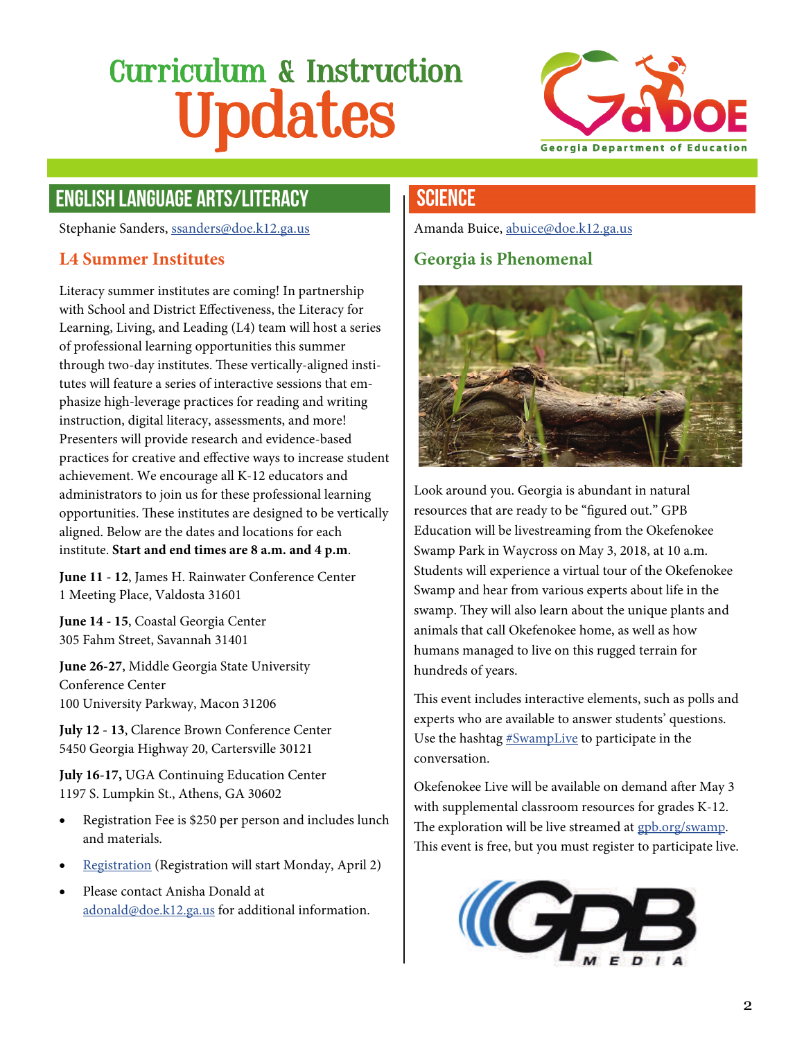# Curriculum & Instruction Updates

## ENGLISH LANGUAGE ARTS/LITERACY

Stephanie Sanders, ssanders@doe.k12.ga.us

### L4 Summer Institutes

Literacy summer institutes are coming! In partnership with School and District Effectiveness, the Literacy for Learning, Living, and Leading (L4) team will host a series of professional learning opportunities this summer through two-day institutes. These vertically-aligned institutes will feature a series of interactive sessions that emphasize high-leverage practices for reading and writing instruction, digital literacy, assessments, and more! Presenters will provide research and evidence-based practices for creative and effective ways to increase student achievement. We encourage all K-12 educators and administrators to join us for these professional learning opportunities. These institutes are designed to be vertically aligned. Below are the dates and locations for each institute. **Start and end times are 8 a.m. and 4 p.m**.

**June 11 - 12**, James H. Rainwater Conference Center
1 Meeting Place, Valdosta 31601

**June 14 - 15**, Coastal Georgia Center
305 Fahm Street, Savannah 31401

**June 26-27**, Middle Georgia State University Conference Center
100 University Parkway, Macon 31206

**July 12 - 13**, Clarence Brown Conference Center
5450 Georgia Highway 20, Cartersville 30121

**July 16-17,** UGA Continuing Education Center
1197 S. Lumpkin St., Athens, GA 30602

- Registration Fee is $250 per person and includes lunch and materials.
- Registration (Registration will start Monday, April 2)
- Please contact Anisha Donald at adonald@doe.k12.ga.us for additional information.

## SCIENCE

Amanda Buice, abuice@doe.k12.ga.us

### Georgia is Phenomenal

Look around you. Georgia is abundant in natural resources that are ready to be "figured out." GPB Education will be livestreaming from the Okefenokee Swamp Park in Waycross on May 3, 2018, at 10 a.m. Students will experience a virtual tour of the Okefenokee Swamp and hear from various experts about life in the swamp. They will also learn about the unique plants and animals that call Okefenokee home, as well as how humans managed to live on this rugged terrain for hundreds of years.

This event includes interactive elements, such as polls and experts who are available to answer students' questions. Use the hashtag #SwampLive to participate in the conversation.

Okefenokee Live will be available on demand after May 3 with supplemental classroom resources for grades K-12. The exploration will be live streamed at gpb.org/swamp. This event is free, but you must register to participate live.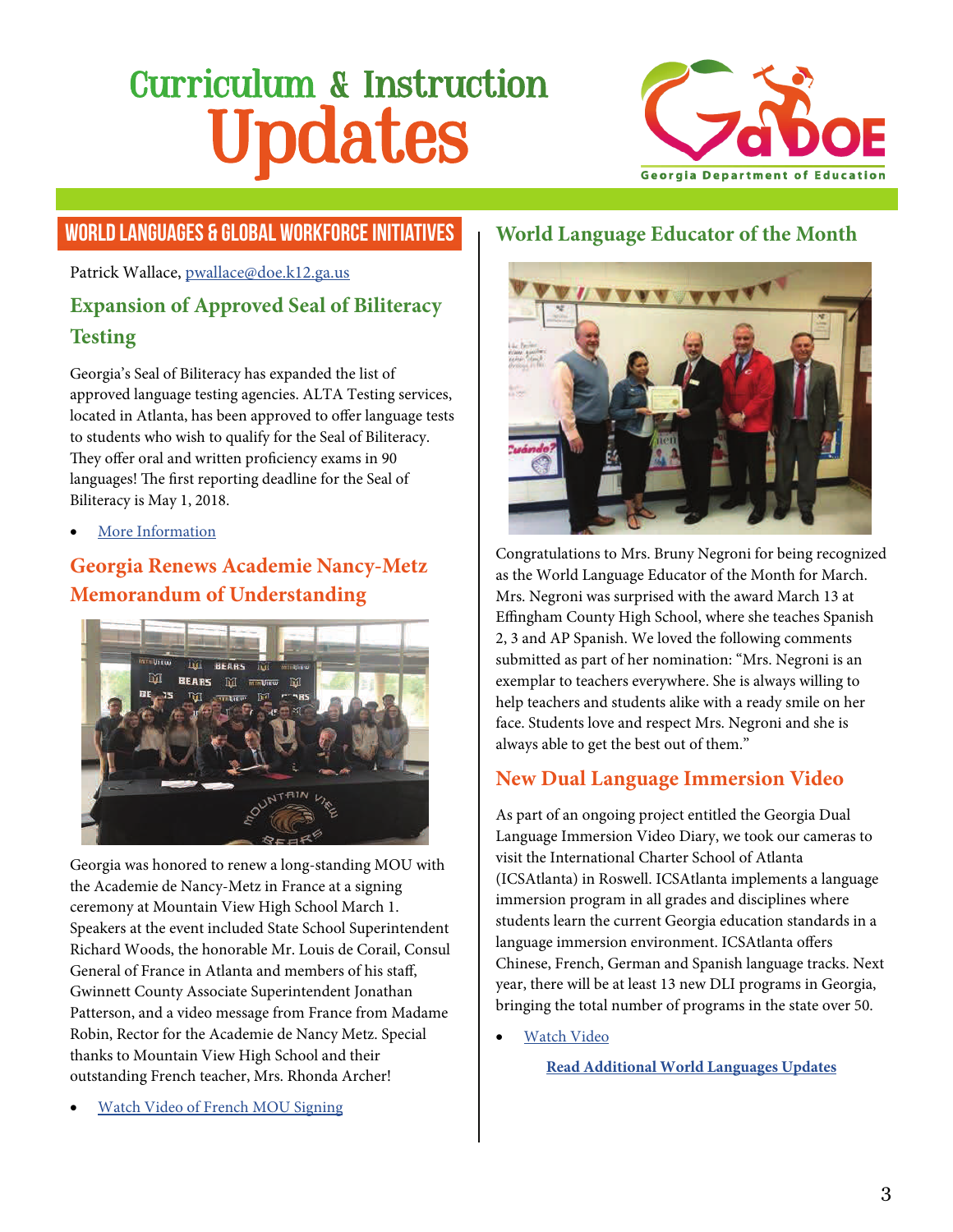# Curriculum & Instruction Updates

## WORLD LANGUAGES & GLOBAL WORKFORCE INITIATIVES

Patrick Wallace, pwallace@doe.k12.ga.us

### Expansion of Approved Seal of Biliteracy Testing

Georgia's Seal of Biliteracy has expanded the list of approved language testing agencies. ALTA Testing services, located in Atlanta, has been approved to offer language tests to students who wish to qualify for the Seal of Biliteracy. They offer oral and written proficiency exams in 90 languages! The first reporting deadline for the Seal of Biliteracy is May 1, 2018.

- More Information

### Georgia Renews Academie Nancy-Metz Memorandum of Understanding

Georgia was honored to renew a long-standing MOU with the Academie de Nancy-Metz in France at a signing ceremony at Mountain View High School March 1. Speakers at the event included State School Superintendent Richard Woods, the honorable Mr. Louis de Corail, Consul General of France in Atlanta and members of his staff, Gwinnett County Associate Superintendent Jonathan Patterson, and a video message from France from Madame Robin, Rector for the Academie de Nancy Metz. Special thanks to Mountain View High School and their outstanding French teacher, Mrs. Rhonda Archer!

- Watch Video of French MOU Signing

### World Language Educator of the Month

Congratulations to Mrs. Bruny Negroni for being recognized as the World Language Educator of the Month for March. Mrs. Negroni was surprised with the award March 13 at Effingham County High School, where she teaches Spanish 2, 3 and AP Spanish. We loved the following comments submitted as part of her nomination: "Mrs. Negroni is an exemplar to teachers everywhere. She is always willing to help teachers and students alike with a ready smile on her face. Students love and respect Mrs. Negroni and she is always able to get the best out of them."

### New Dual Language Immersion Video

As part of an ongoing project entitled the Georgia Dual Language Immersion Video Diary, we took our cameras to visit the International Charter School of Atlanta (ICSAtlanta) in Roswell. ICSAtlanta implements a language immersion program in all grades and disciplines where students learn the current Georgia education standards in a language immersion environment. ICSAtlanta offers Chinese, French, German and Spanish language tracks. Next year, there will be at least 13 new DLI programs in Georgia, bringing the total number of programs in the state over 50.

- Watch Video

**Read Additional World Languages Updates**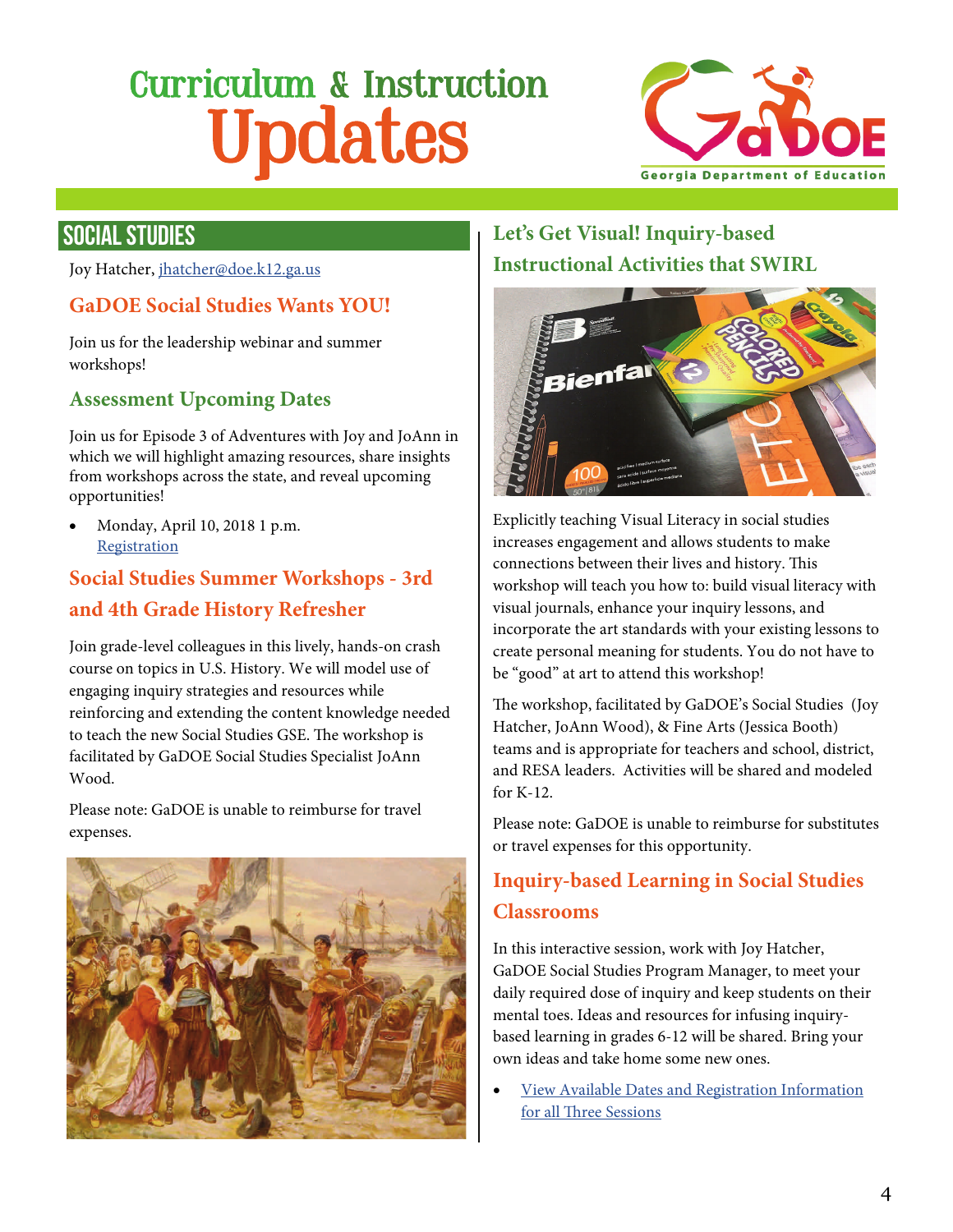# Curriculum & Instruction Updates

## SOCIAL STUDIES

Joy Hatcher, jhatcher@doe.k12.ga.us

### GaDOE Social Studies Wants YOU!

Join us for the leadership webinar and summer workshops!

### Assessment Upcoming Dates

Join us for Episode 3 of Adventures with Joy and JoAnn in which we will highlight amazing resources, share insights from workshops across the state, and reveal upcoming opportunities!

- Monday, April 10, 2018 1 p.m. Registration

### Social Studies Summer Workshops - 3rd and 4th Grade History Refresher

Join grade-level colleagues in this lively, hands-on crash course on topics in U.S. History. We will model use of engaging inquiry strategies and resources while reinforcing and extending the content knowledge needed to teach the new Social Studies GSE. The workshop is facilitated by GaDOE Social Studies Specialist JoAnn Wood.

Please note: GaDOE is unable to reimburse for travel expenses.

### Let's Get Visual! Inquiry-based Instructional Activities that SWIRL

Explicitly teaching Visual Literacy in social studies increases engagement and allows students to make connections between their lives and history. This workshop will teach you how to: build visual literacy with visual journals, enhance your inquiry lessons, and incorporate the art standards with your existing lessons to create personal meaning for students. You do not have to be "good" at art to attend this workshop!

The workshop, facilitated by GaDOE's Social Studies (Joy Hatcher, JoAnn Wood), & Fine Arts (Jessica Booth) teams and is appropriate for teachers and school, district, and RESA leaders. Activities will be shared and modeled for K-12.

Please note: GaDOE is unable to reimburse for substitutes or travel expenses for this opportunity.

### Inquiry-based Learning in Social Studies Classrooms

In this interactive session, work with Joy Hatcher, GaDOE Social Studies Program Manager, to meet your daily required dose of inquiry and keep students on their mental toes. Ideas and resources for infusing inquiry-based learning in grades 6-12 will be shared. Bring your own ideas and take home some new ones.

- View Available Dates and Registration Information for all Three Sessions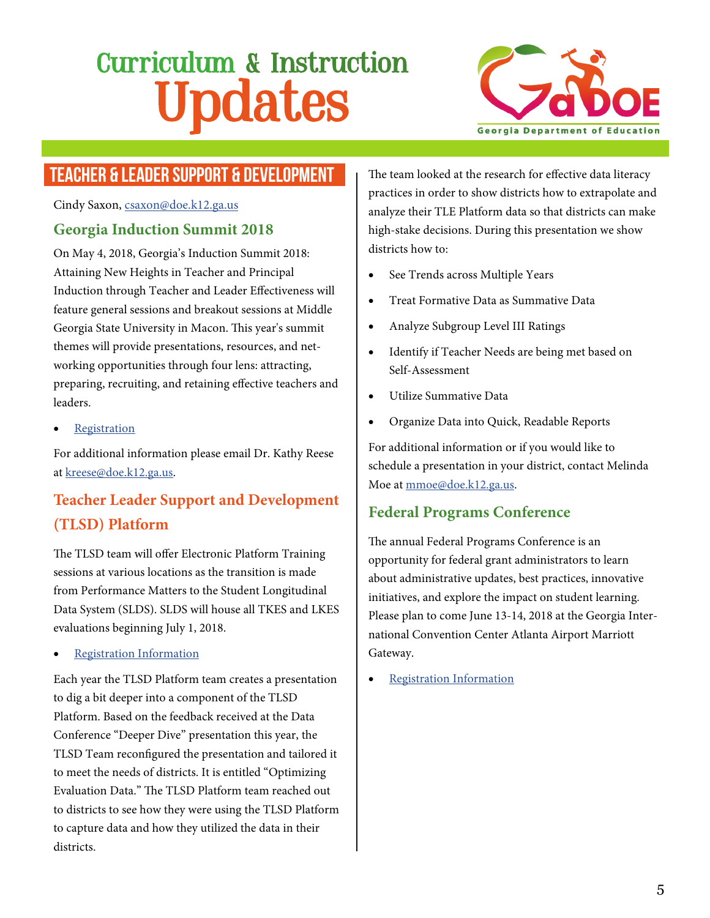# Curriculum & Instruction Updates

## TEACHER & LEADER SUPPORT & DEVELOPMENT

Cindy Saxon, csaxon@doe.k12.ga.us

### Georgia Induction Summit 2018

On May 4, 2018, Georgia's Induction Summit 2018: Attaining New Heights in Teacher and Principal Induction through Teacher and Leader Effectiveness will feature general sessions and breakout sessions at Middle Georgia State University in Macon. This year's summit themes will provide presentations, resources, and networking opportunities through four lens: attracting, preparing, recruiting, and retaining effective teachers and leaders.

- Registration

For additional information please email Dr. Kathy Reese at kreese@doe.k12.ga.us.

### Teacher Leader Support and Development (TLSD) Platform

The TLSD team will offer Electronic Platform Training sessions at various locations as the transition is made from Performance Matters to the Student Longitudinal Data System (SLDS). SLDS will house all TKES and LKES evaluations beginning July 1, 2018.

- Registration Information

Each year the TLSD Platform team creates a presentation to dig a bit deeper into a component of the TLSD Platform. Based on the feedback received at the Data Conference "Deeper Dive" presentation this year, the TLSD Team reconfigured the presentation and tailored it to meet the needs of districts. It is entitled "Optimizing Evaluation Data." The TLSD Platform team reached out to districts to see how they were using the TLSD Platform to capture data and how they utilized the data in their districts.

The team looked at the research for effective data literacy practices in order to show districts how to extrapolate and analyze their TLE Platform data so that districts can make high-stake decisions. During this presentation we show districts how to:

- See Trends across Multiple Years
- Treat Formative Data as Summative Data
- Analyze Subgroup Level III Ratings
- Identify if Teacher Needs are being met based on Self-Assessment
- Utilize Summative Data
- Organize Data into Quick, Readable Reports

For additional information or if you would like to schedule a presentation in your district, contact Melinda Moe at mmoe@doe.k12.ga.us.

### Federal Programs Conference

The annual Federal Programs Conference is an opportunity for federal grant administrators to learn about administrative updates, best practices, innovative initiatives, and explore the impact on student learning. Please plan to come June 13-14, 2018 at the Georgia International Convention Center Atlanta Airport Marriott Gateway.

- Registration Information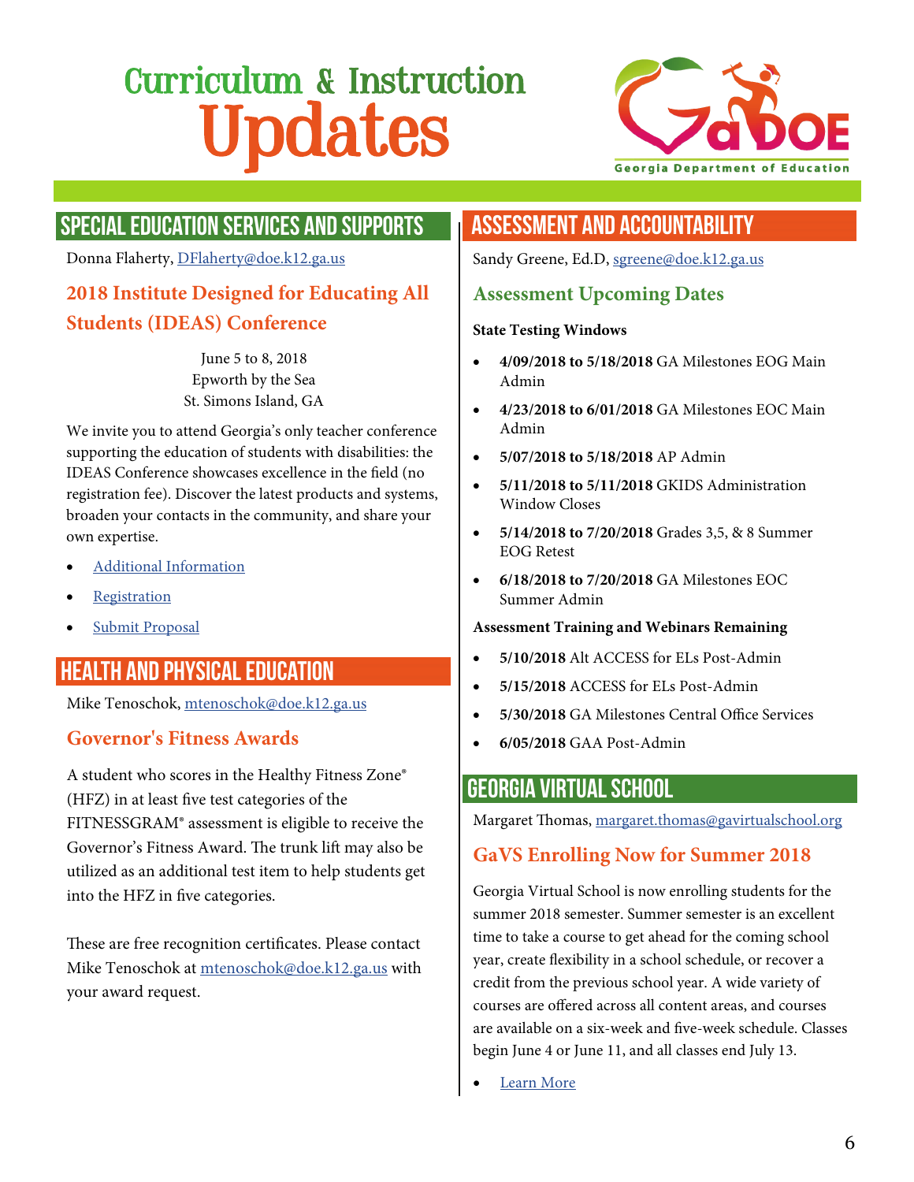# Curriculum & Instruction Updates

## Special Education Services and Supports

Donna Flaherty, DFlaherty@doe.k12.ga.us

### 2018 Institute Designed for Educating All Students (IDEAS) Conference

June 5 to 8, 2018
Epworth by the Sea
St. Simons Island, GA

We invite you to attend Georgia's only teacher conference supporting the education of students with disabilities: the IDEAS Conference showcases excellence in the field (no registration fee). Discover the latest products and systems, broaden your contacts in the community, and share your own expertise.

- Additional Information
- Registration
- Submit Proposal

## Health and Physical Education

Mike Tenoschok, mtenoschok@doe.k12.ga.us

### Governor's Fitness Awards

A student who scores in the Healthy Fitness Zone® (HFZ) in at least five test categories of the FITNESSGRAM® assessment is eligible to receive the Governor's Fitness Award. The trunk lift may also be utilized as an additional test item to help students get into the HFZ in five categories.

These are free recognition certificates. Please contact Mike Tenoschok at mtenoschok@doe.k12.ga.us with your award request.

## Assessment and Accountability

Sandy Greene, Ed.D, sgreene@doe.k12.ga.us

### Assessment Upcoming Dates

**State Testing Windows**

- **4/09/2018 to 5/18/2018** GA Milestones EOG Main Admin
- **4/23/2018 to 6/01/2018** GA Milestones EOC Main Admin
- **5/07/2018 to 5/18/2018** AP Admin
- **5/11/2018 to 5/11/2018** GKIDS Administration Window Closes
- **5/14/2018 to 7/20/2018** Grades 3,5, & 8 Summer EOG Retest
- **6/18/2018 to 7/20/2018** GA Milestones EOC Summer Admin

**Assessment Training and Webinars Remaining**

- **5/10/2018** Alt ACCESS for ELs Post-Admin
- **5/15/2018** ACCESS for ELs Post-Admin
- **5/30/2018** GA Milestones Central Office Services
- **6/05/2018** GAA Post-Admin

## Georgia Virtual School

Margaret Thomas, margaret.thomas@gavirtualschool.org

### GaVS Enrolling Now for Summer 2018

Georgia Virtual School is now enrolling students for the summer 2018 semester. Summer semester is an excellent time to take a course to get ahead for the coming school year, create flexibility in a school schedule, or recover a credit from the previous school year. A wide variety of courses are offered across all content areas, and courses are available on a six-week and five-week schedule. Classes begin June 4 or June 11, and all classes end July 13.

- Learn More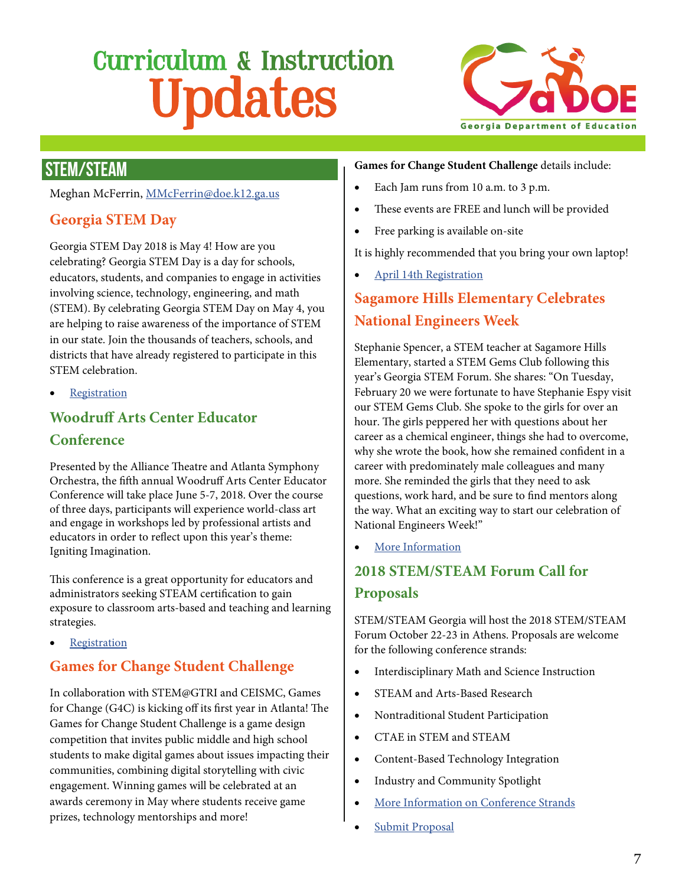# Curriculum & Instruction Updates

## STEM/STEAM

Meghan McFerrin, MMcFerrin@doe.k12.ga.us

### Georgia STEM Day

Georgia STEM Day 2018 is May 4! How are you celebrating? Georgia STEM Day is a day for schools, educators, students, and companies to engage in activities involving science, technology, engineering, and math (STEM). By celebrating Georgia STEM Day on May 4, you are helping to raise awareness of the importance of STEM in our state. Join the thousands of teachers, schools, and districts that have already registered to participate in this STEM celebration.

- Registration

### Woodruff Arts Center Educator Conference

Presented by the Alliance Theatre and Atlanta Symphony Orchestra, the fifth annual Woodruff Arts Center Educator Conference will take place June 5-7, 2018. Over the course of three days, participants will experience world-class art and engage in workshops led by professional artists and educators in order to reflect upon this year's theme: Igniting Imagination.

This conference is a great opportunity for educators and administrators seeking STEAM certification to gain exposure to classroom arts-based and teaching and learning strategies.

- Registration

### Games for Change Student Challenge

In collaboration with STEM@GTRI and CEISMC, Games for Change (G4C) is kicking off its first year in Atlanta! The Games for Change Student Challenge is a game design competition that invites public middle and high school students to make digital games about issues impacting their communities, combining digital storytelling with civic engagement. Winning games will be celebrated at an awards ceremony in May where students receive game prizes, technology mentorships and more!

**Games for Change Student Challenge** details include:

- Each Jam runs from 10 a.m. to 3 p.m.
- These events are FREE and lunch will be provided
- Free parking is available on-site

It is highly recommended that you bring your own laptop!

- April 14th Registration

### Sagamore Hills Elementary Celebrates National Engineers Week

Stephanie Spencer, a STEM teacher at Sagamore Hills Elementary, started a STEM Gems Club following this year's Georgia STEM Forum. She shares: "On Tuesday, February 20 we were fortunate to have Stephanie Espy visit our STEM Gems Club. She spoke to the girls for over an hour. The girls peppered her with questions about her career as a chemical engineer, things she had to overcome, why she wrote the book, how she remained confident in a career with predominately male colleagues and many more. She reminded the girls that they need to ask questions, work hard, and be sure to find mentors along the way. What an exciting way to start our celebration of National Engineers Week!"

- More Information

### 2018 STEM/STEAM Forum Call for Proposals

STEM/STEAM Georgia will host the 2018 STEM/STEAM Forum October 22-23 in Athens. Proposals are welcome for the following conference strands:

- Interdisciplinary Math and Science Instruction
- STEAM and Arts-Based Research
- Nontraditional Student Participation
- CTAE in STEM and STEAM
- Content-Based Technology Integration
- Industry and Community Spotlight
- More Information on Conference Strands
- Submit Proposal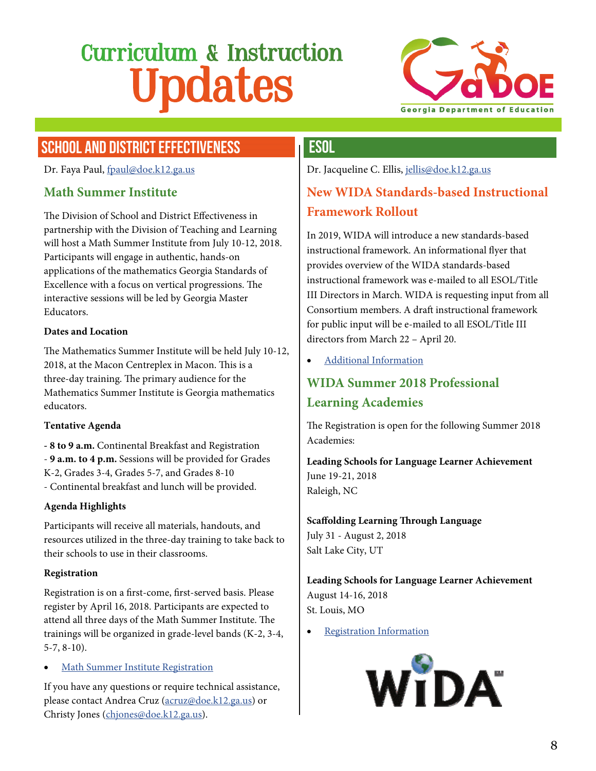# Curriculum & Instruction Updates

## SCHOOL AND DISTRICT EFFECTIVENESS

Dr. Faya Paul, fpaul@doe.k12.ga.us

### Math Summer Institute

The Division of School and District Effectiveness in partnership with the Division of Teaching and Learning will host a Math Summer Institute from July 10-12, 2018. Participants will engage in authentic, hands-on applications of the mathematics Georgia Standards of Excellence with a focus on vertical progressions. The interactive sessions will be led by Georgia Master Educators.

**Dates and Location**

The Mathematics Summer Institute will be held July 10-12, 2018, at the Macon Centreplex in Macon. This is a three-day training. The primary audience for the Mathematics Summer Institute is Georgia mathematics educators.

**Tentative Agenda**

- **8 to 9 a.m.** Continental Breakfast and Registration
- **9 a.m. to 4 p.m.** Sessions will be provided for Grades K-2, Grades 3-4, Grades 5-7, and Grades 8-10
- Continental breakfast and lunch will be provided.

**Agenda Highlights**

Participants will receive all materials, handouts, and resources utilized in the three-day training to take back to their schools to use in their classrooms.

**Registration**

Registration is on a first-come, first-served basis. Please register by April 16, 2018. Participants are expected to attend all three days of the Math Summer Institute. The trainings will be organized in grade-level bands (K-2, 3-4, 5-7, 8-10).

- Math Summer Institute Registration

If you have any questions or require technical assistance, please contact Andrea Cruz (acruz@doe.k12.ga.us) or Christy Jones (chjones@doe.k12.ga.us).

## ESOL

Dr. Jacqueline C. Ellis, jellis@doe.k12.ga.us

### New WIDA Standards-based Instructional Framework Rollout

In 2019, WIDA will introduce a new standards-based instructional framework. An informational flyer that provides overview of the WIDA standards-based instructional framework was e-mailed to all ESOL/Title III Directors in March. WIDA is requesting input from all Consortium members. A draft instructional framework for public input will be e-mailed to all ESOL/Title III directors from March 22 – April 20.

- Additional Information

### WIDA Summer 2018 Professional Learning Academies

The Registration is open for the following Summer 2018 Academies:

**Leading Schools for Language Learner Achievement**
June 19-21, 2018
Raleigh, NC

**Scaffolding Learning Through Language**
July 31 - August 2, 2018
Salt Lake City, UT

**Leading Schools for Language Learner Achievement**
August 14-16, 2018
St. Louis, MO

- Registration Information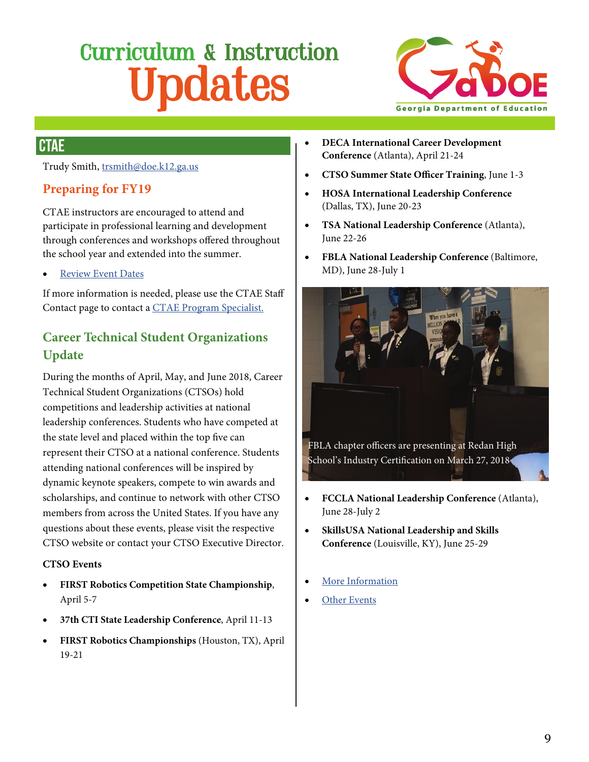# Curriculum & Instruction Updates

## CTAE

Trudy Smith, [trsmith@doe.k12.ga.us](mailto:trsmith@doe.k12.ga.us)

### Preparing for FY19

CTAE instructors are encouraged to attend and participate in professional learning and development through conferences and workshops offered throughout the school year and extended into the summer.

- Review Event Dates

If more information is needed, please use the CTAE Staff Contact page to contact a CTAE Program Specialist.

### Career Technical Student Organizations Update

During the months of April, May, and June 2018, Career Technical Student Organizations (CTSOs) hold competitions and leadership activities at national leadership conferences. Students who have competed at the state level and placed within the top five can represent their CTSO at a national conference. Students attending national conferences will be inspired by dynamic keynote speakers, compete to win awards and scholarships, and continue to network with other CTSO members from across the United States. If you have any questions about these events, please visit the respective CTSO website or contact your CTSO Executive Director.

**CTSO Events**

- **FIRST Robotics Competition State Championship**, April 5-7
- **37th CTI State Leadership Conference**, April 11-13
- **FIRST Robotics Championships** (Houston, TX), April 19-21
- **DECA International Career Development Conference** (Atlanta), April 21-24
- **CTSO Summer State Officer Training**, June 1-3
- **HOSA International Leadership Conference** (Dallas, TX), June 20-23
- **TSA National Leadership Conference** (Atlanta), June 22-26
- **FBLA National Leadership Conference** (Baltimore, MD), June 28-July 1

FBLA chapter officers are presenting at Redan High School's Industry Certification on March 27, 2018

- **FCCLA National Leadership Conference** (Atlanta), June 28-July 2
- **SkillsUSA National Leadership and Skills Conference** (Louisville, KY), June 25-29

- More Information
- Other Events